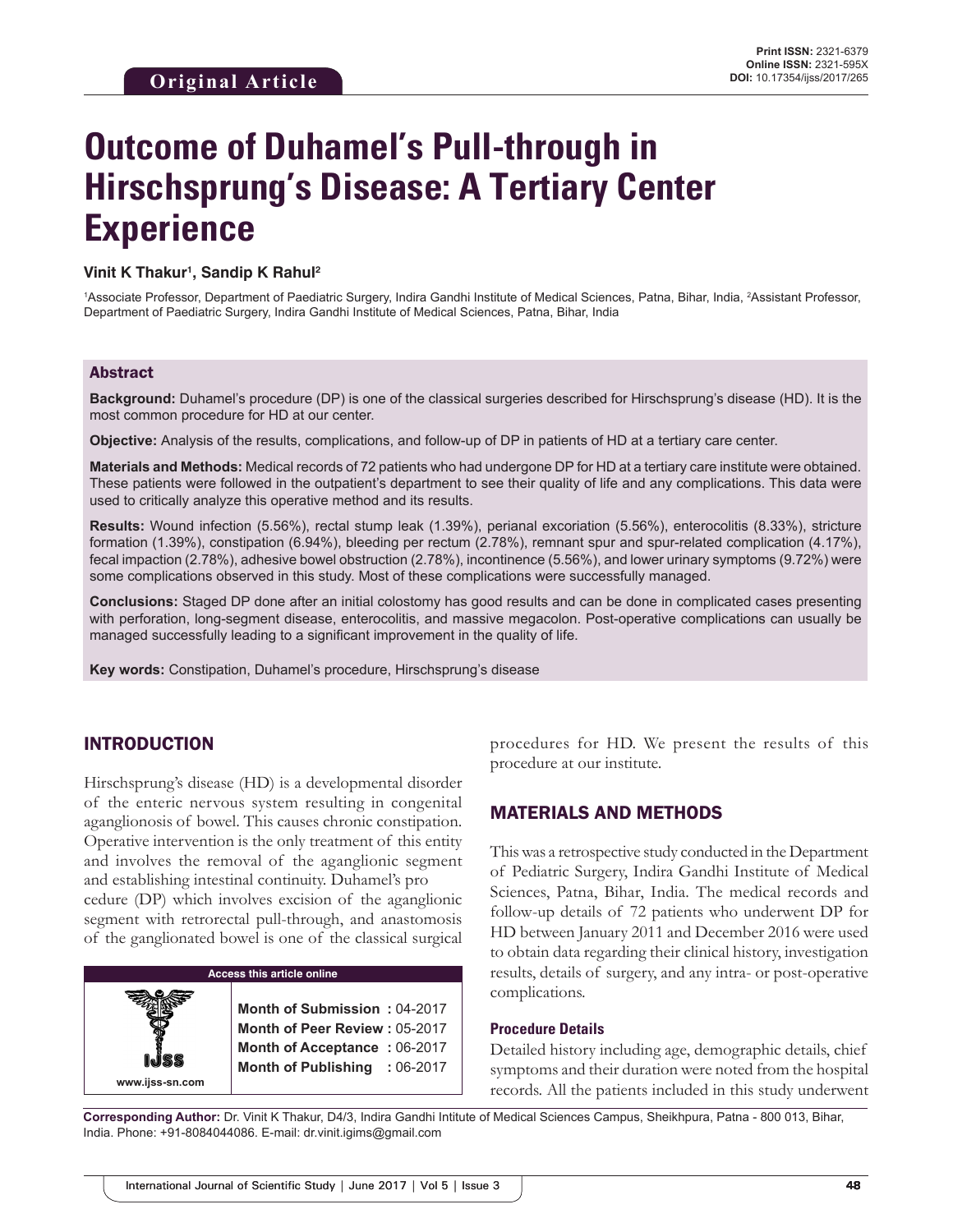**Original Article**

**Print ISSN:** 2321-6379
**Online ISSN:** 2321-595X
**DOI:** 10.17354/ijss/2017/265

# Outcome of Duhamel's Pull-through in Hirschsprung's Disease: A Tertiary Center Experience

**Vinit K Thakur[1], Sandip K Rahul[2]**

[1]Associate Professor, Department of Paediatric Surgery, Indira Gandhi Institute of Medical Sciences, Patna, Bihar, India, [2]Assistant Professor, Department of Paediatric Surgery, Indira Gandhi Institute of Medical Sciences, Patna, Bihar, India

## Abstract

**Background:** Duhamel's procedure (DP) is one of the classical surgeries described for Hirschsprung's disease (HD). It is the most common procedure for HD at our center.

**Objective:** Analysis of the results, complications, and follow-up of DP in patients of HD at a tertiary care center.

**Materials and Methods:** Medical records of 72 patients who had undergone DP for HD at a tertiary care institute were obtained. These patients were followed in the outpatient's department to see their quality of life and any complications. This data were used to critically analyze this operative method and its results.

**Results:** Wound infection (5.56%), rectal stump leak (1.39%), perianal excoriation (5.56%), enterocolitis (8.33%), stricture formation (1.39%), constipation (6.94%), bleeding per rectum (2.78%), remnant spur and spur-related complication (4.17%), fecal impaction (2.78%), adhesive bowel obstruction (2.78%), incontinence (5.56%), and lower urinary symptoms (9.72%) were some complications observed in this study. Most of these complications were successfully managed.

**Conclusions:** Staged DP done after an initial colostomy has good results and can be done in complicated cases presenting with perforation, long-segment disease, enterocolitis, and massive megacolon. Post-operative complications can usually be managed successfully leading to a significant improvement in the quality of life.

**Key words:** Constipation, Duhamel's procedure, Hirschsprung's disease

## INTRODUCTION

Hirschsprung's disease (HD) is a developmental disorder of the enteric nervous system resulting in congenital aganglionosis of bowel. This causes chronic constipation. Operative intervention is the only treatment of this entity and involves the removal of the aganglionic segment and establishing intestinal continuity. Duhamel's procedure (DP) which involves excision of the aganglionic segment with retrorectal pull-through, and anastomosis of the ganglionated bowel is one of the classical surgical procedures for HD. We present the results of this procedure at our institute.

| Access this article online | |
|---|---|
| www.ijss-sn.com | **Month of Submission :** 04-2017<br>**Month of Peer Review :** 05-2017<br>**Month of Acceptance :** 06-2017<br>**Month of Publishing :** 06-2017 |

## MATERIALS AND METHODS

This was a retrospective study conducted in the Department of Pediatric Surgery, Indira Gandhi Institute of Medical Sciences, Patna, Bihar, India. The medical records and follow-up details of 72 patients who underwent DP for HD between January 2011 and December 2016 were used to obtain data regarding their clinical history, investigation results, details of surgery, and any intra- or post-operative complications.

### Procedure Details

Detailed history including age, demographic details, chief symptoms and their duration were noted from the hospital records. All the patients included in this study underwent

**Corresponding Author:** Dr. Vinit K Thakur, D4/3, Indira Gandhi Intitute of Medical Sciences Campus, Sheikhpura, Patna - 800 013, Bihar, India. Phone: +91-8084044086. E-mail: dr.vinit.igims@gmail.com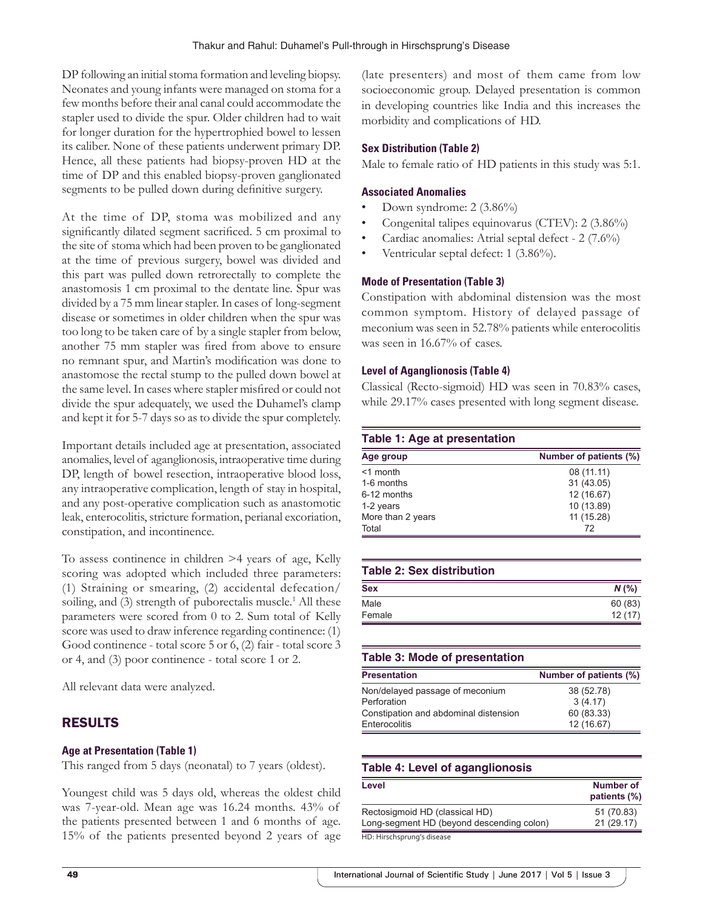DP following an initial stoma formation and leveling biopsy. Neonates and young infants were managed on stoma for a few months before their anal canal could accommodate the stapler used to divide the spur. Older children had to wait for longer duration for the hypertrophied bowel to lessen its caliber. None of these patients underwent primary DP. Hence, all these patients had biopsy-proven HD at the time of DP and this enabled biopsy-proven ganglionated segments to be pulled down during definitive surgery.

At the time of DP, stoma was mobilized and any significantly dilated segment sacrificed. 5 cm proximal to the site of stoma which had been proven to be ganglionated at the time of previous surgery, bowel was divided and this part was pulled down retrorectally to complete the anastomosis 1 cm proximal to the dentate line. Spur was divided by a 75 mm linear stapler. In cases of long-segment disease or sometimes in older children when the spur was too long to be taken care of by a single stapler from below, another 75 mm stapler was fired from above to ensure no remnant spur, and Martin's modification was done to anastomose the rectal stump to the pulled down bowel at the same level. In cases where stapler misfired or could not divide the spur adequately, we used the Duhamel's clamp and kept it for 5-7 days so as to divide the spur completely.

Important details included age at presentation, associated anomalies, level of aganglionosis, intraoperative time during DP, length of bowel resection, intraoperative blood loss, any intraoperative complication, length of stay in hospital, and any post-operative complication such as anastomotic leak, enterocolitis, stricture formation, perianal excoriation, constipation, and incontinence.

To assess continence in children >4 years of age, Kelly scoring was adopted which included three parameters: (1) Straining or smearing, (2) accidental defecation/soiling, and (3) strength of puborectalis muscle.[1] All these parameters were scored from 0 to 2. Sum total of Kelly score was used to draw inference regarding continence: (1) Good continence - total score 5 or 6, (2) fair - total score 3 or 4, and (3) poor continence - total score 1 or 2.

All relevant data were analyzed.

## RESULTS

### Age at Presentation (Table 1)

This ranged from 5 days (neonatal) to 7 years (oldest).

Youngest child was 5 days old, whereas the oldest child was 7-year-old. Mean age was 16.24 months. 43% of the patients presented between 1 and 6 months of age. 15% of the patients presented beyond 2 years of age (late presenters) and most of them came from low socioeconomic group. Delayed presentation is common in developing countries like India and this increases the morbidity and complications of HD.

### Sex Distribution (Table 2)

Male to female ratio of HD patients in this study was 5:1.

### Associated Anomalies

- Down syndrome: 2 (3.86%)
- Congenital talipes equinovarus (CTEV): 2 (3.86%)
- Cardiac anomalies: Atrial septal defect - 2 (7.6%)
- Ventricular septal defect: 1 (3.86%).

### Mode of Presentation (Table 3)

Constipation with abdominal distension was the most common symptom. History of delayed passage of meconium was seen in 52.78% patients while enterocolitis was seen in 16.67% of cases.

### Level of Aganglionosis (Table 4)

Classical (Recto-sigmoid) HD was seen in 70.83% cases, while 29.17% cases presented with long segment disease.

**Table 1: Age at presentation**

| Age group | Number of patients (%) |
|---|---|
| <1 month | 08 (11.11) |
| 1-6 months | 31 (43.05) |
| 6-12 months | 12 (16.67) |
| 1-2 years | 10 (13.89) |
| More than 2 years | 11 (15.28) |
| Total | 72 |

**Table 2: Sex distribution**

| Sex | *N* (%) |
|---|---|
| Male | 60 (83) |
| Female | 12 (17) |

**Table 3: Mode of presentation**

| Presentation | Number of patients (%) |
|---|---|
| Non/delayed passage of meconium | 38 (52.78) |
| Perforation | 3 (4.17) |
| Constipation and abdominal distension | 60 (83.33) |
| Enterocolitis | 12 (16.67) |

**Table 4: Level of aganglionosis**

| Level | Number of patients (%) |
|---|---|
| Rectosigmoid HD (classical HD) | 51 (70.83) |
| Long-segment HD (beyond descending colon) | 21 (29.17) |

HD: Hirschsprung's disease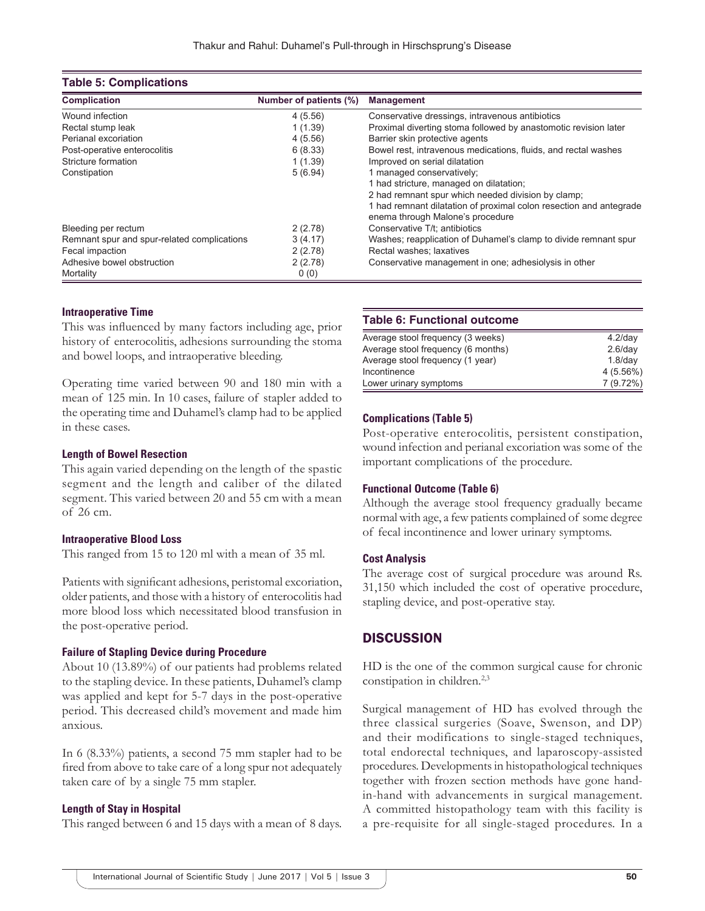**Table 5: Complications**

| Complication | Number of patients (%) | Management |
|---|---|---|
| Wound infection | 4 (5.56) | Conservative dressings, intravenous antibiotics |
| Rectal stump leak | 1 (1.39) | Proximal diverting stoma followed by anastomotic revision later |
| Perianal excoriation | 4 (5.56) | Barrier skin protective agents |
| Post-operative enterocolitis | 6 (8.33) | Bowel rest, intravenous medications, fluids, and rectal washes |
| Stricture formation | 1 (1.39) | Improved on serial dilatation |
| Constipation | 5 (6.94) | 1 managed conservatively; 1 had stricture, managed on dilatation; 2 had remnant spur which needed division by clamp; 1 had remnant dilatation of proximal colon resection and antegrade enema through Malone's procedure |
| Bleeding per rectum | 2 (2.78) | Conservative T/t; antibiotics |
| Remnant spur and spur-related complications | 3 (4.17) | Washes; reapplication of Duhamel's clamp to divide remnant spur |
| Fecal impaction | 2 (2.78) | Rectal washes; laxatives |
| Adhesive bowel obstruction | 2 (2.78) | Conservative management in one; adhesiolysis in other |
| Mortality | 0 (0) | |

#### Intraoperative Time

This was influenced by many factors including age, prior history of enterocolitis, adhesions surrounding the stoma and bowel loops, and intraoperative bleeding.

Operating time varied between 90 and 180 min with a mean of 125 min. In 10 cases, failure of stapler added to the operating time and Duhamel's clamp had to be applied in these cases.

#### Length of Bowel Resection

This again varied depending on the length of the spastic segment and the length and caliber of the dilated segment. This varied between 20 and 55 cm with a mean of 26 cm.

#### Intraoperative Blood Loss

This ranged from 15 to 120 ml with a mean of 35 ml.

Patients with significant adhesions, peristomal excoriation, older patients, and those with a history of enterocolitis had more blood loss which necessitated blood transfusion in the post-operative period.

#### Failure of Stapling Device during Procedure

About 10 (13.89%) of our patients had problems related to the stapling device. In these patients, Duhamel's clamp was applied and kept for 5-7 days in the post-operative period. This decreased child's movement and made him anxious.

In 6 (8.33%) patients, a second 75 mm stapler had to be fired from above to take care of a long spur not adequately taken care of by a single 75 mm stapler.

#### Length of Stay in Hospital

This ranged between 6 and 15 days with a mean of 8 days.

**Table 6: Functional outcome**

| | |
|---|---|
| Average stool frequency (3 weeks) | 4.2/day |
| Average stool frequency (6 months) | 2.6/day |
| Average stool frequency (1 year) | 1.8/day |
| Incontinence | 4 (5.56%) |
| Lower urinary symptoms | 7 (9.72%) |

#### Complications (Table 5)

Post-operative enterocolitis, persistent constipation, wound infection and perianal excoriation was some of the important complications of the procedure.

#### Functional Outcome (Table 6)

Although the average stool frequency gradually became normal with age, a few patients complained of some degree of fecal incontinence and lower urinary symptoms.

#### Cost Analysis

The average cost of surgical procedure was around Rs. 31,150 which included the cost of operative procedure, stapling device, and post-operative stay.

## DISCUSSION

HD is the one of the common surgical cause for chronic constipation in children.[2,3]

Surgical management of HD has evolved through the three classical surgeries (Soave, Swenson, and DP) and their modifications to single-staged techniques, total endorectal techniques, and laparoscopy-assisted procedures. Developments in histopathological techniques together with frozen section methods have gone hand-in-hand with advancements in surgical management. A committed histopathology team with this facility is a pre-requisite for all single-staged procedures. In a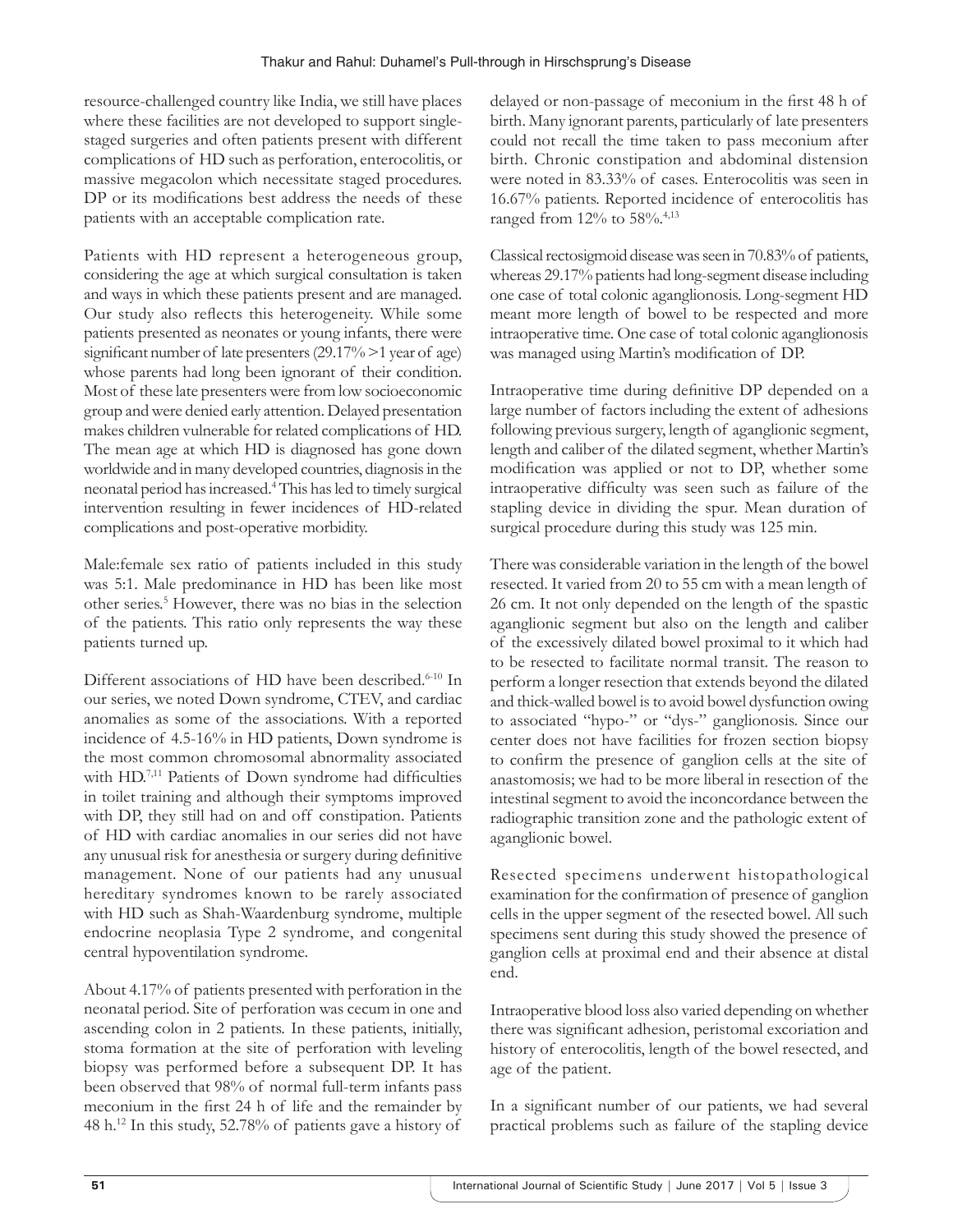resource-challenged country like India, we still have places where these facilities are not developed to support single-staged surgeries and often patients present with different complications of HD such as perforation, enterocolitis, or massive megacolon which necessitate staged procedures. DP or its modifications best address the needs of these patients with an acceptable complication rate.

Patients with HD represent a heterogeneous group, considering the age at which surgical consultation is taken and ways in which these patients present and are managed. Our study also reflects this heterogeneity. While some patients presented as neonates or young infants, there were significant number of late presenters (29.17% >1 year of age) whose parents had long been ignorant of their condition. Most of these late presenters were from low socioeconomic group and were denied early attention. Delayed presentation makes children vulnerable for related complications of HD. The mean age at which HD is diagnosed has gone down worldwide and in many developed countries, diagnosis in the neonatal period has increased.[4] This has led to timely surgical intervention resulting in fewer incidences of HD-related complications and post-operative morbidity.

Male:female sex ratio of patients included in this study was 5:1. Male predominance in HD has been like most other series.[5] However, there was no bias in the selection of the patients. This ratio only represents the way these patients turned up.

Different associations of HD have been described.[6-10] In our series, we noted Down syndrome, CTEV, and cardiac anomalies as some of the associations. With a reported incidence of 4.5-16% in HD patients, Down syndrome is the most common chromosomal abnormality associated with HD.[7,11] Patients of Down syndrome had difficulties in toilet training and although their symptoms improved with DP, they still had on and off constipation. Patients of HD with cardiac anomalies in our series did not have any unusual risk for anesthesia or surgery during definitive management. None of our patients had any unusual hereditary syndromes known to be rarely associated with HD such as Shah-Waardenburg syndrome, multiple endocrine neoplasia Type 2 syndrome, and congenital central hypoventilation syndrome.

About 4.17% of patients presented with perforation in the neonatal period. Site of perforation was cecum in one and ascending colon in 2 patients. In these patients, initially, stoma formation at the site of perforation with leveling biopsy was performed before a subsequent DP. It has been observed that 98% of normal full-term infants pass meconium in the first 24 h of life and the remainder by 48 h.[12] In this study, 52.78% of patients gave a history of delayed or non-passage of meconium in the first 48 h of birth. Many ignorant parents, particularly of late presenters could not recall the time taken to pass meconium after birth. Chronic constipation and abdominal distension were noted in 83.33% of cases. Enterocolitis was seen in 16.67% patients. Reported incidence of enterocolitis has ranged from 12% to 58%.[4,13]

Classical rectosigmoid disease was seen in 70.83% of patients, whereas 29.17% patients had long-segment disease including one case of total colonic aganglionosis. Long-segment HD meant more length of bowel to be respected and more intraoperative time. One case of total colonic aganglionosis was managed using Martin's modification of DP.

Intraoperative time during definitive DP depended on a large number of factors including the extent of adhesions following previous surgery, length of aganglionic segment, length and caliber of the dilated segment, whether Martin's modification was applied or not to DP, whether some intraoperative difficulty was seen such as failure of the stapling device in dividing the spur. Mean duration of surgical procedure during this study was 125 min.

There was considerable variation in the length of the bowel resected. It varied from 20 to 55 cm with a mean length of 26 cm. It not only depended on the length of the spastic aganglionic segment but also on the length and caliber of the excessively dilated bowel proximal to it which had to be resected to facilitate normal transit. The reason to perform a longer resection that extends beyond the dilated and thick-walled bowel is to avoid bowel dysfunction owing to associated "hypo-" or "dys-" ganglionosis. Since our center does not have facilities for frozen section biopsy to confirm the presence of ganglion cells at the site of anastomosis; we had to be more liberal in resection of the intestinal segment to avoid the inconcordance between the radiographic transition zone and the pathologic extent of aganglionic bowel.

Resected specimens underwent histopathological examination for the confirmation of presence of ganglion cells in the upper segment of the resected bowel. All such specimens sent during this study showed the presence of ganglion cells at proximal end and their absence at distal end.

Intraoperative blood loss also varied depending on whether there was significant adhesion, peristomal excoriation and history of enterocolitis, length of the bowel resected, and age of the patient.

In a significant number of our patients, we had several practical problems such as failure of the stapling device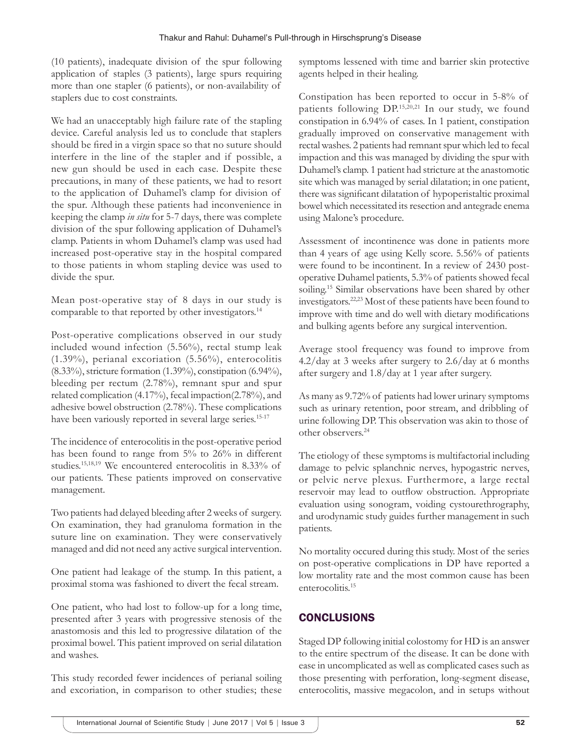(10 patients), inadequate division of the spur following application of staples (3 patients), large spurs requiring more than one stapler (6 patients), or non-availability of staplers due to cost constraints.

We had an unacceptably high failure rate of the stapling device. Careful analysis led us to conclude that staplers should be fired in a virgin space so that no suture should interfere in the line of the stapler and if possible, a new gun should be used in each case. Despite these precautions, in many of these patients, we had to resort to the application of Duhamel's clamp for division of the spur. Although these patients had inconvenience in keeping the clamp *in situ* for 5-7 days, there was complete division of the spur following application of Duhamel's clamp. Patients in whom Duhamel's clamp was used had increased post-operative stay in the hospital compared to those patients in whom stapling device was used to divide the spur.

Mean post-operative stay of 8 days in our study is comparable to that reported by other investigators.[14]

Post-operative complications observed in our study included wound infection (5.56%), rectal stump leak (1.39%), perianal excoriation (5.56%), enterocolitis (8.33%), stricture formation (1.39%), constipation (6.94%), bleeding per rectum (2.78%), remnant spur and spur related complication (4.17%), fecal impaction(2.78%), and adhesive bowel obstruction (2.78%). These complications have been variously reported in several large series.[15-17]

The incidence of enterocolitis in the post-operative period has been found to range from 5% to 26% in different studies.[15,18,19] We encountered enterocolitis in 8.33% of our patients. These patients improved on conservative management.

Two patients had delayed bleeding after 2 weeks of surgery. On examination, they had granuloma formation in the suture line on examination. They were conservatively managed and did not need any active surgical intervention.

One patient had leakage of the stump. In this patient, a proximal stoma was fashioned to divert the fecal stream.

One patient, who had lost to follow-up for a long time, presented after 3 years with progressive stenosis of the anastomosis and this led to progressive dilatation of the proximal bowel. This patient improved on serial dilatation and washes.

This study recorded fewer incidences of perianal soiling and excoriation, in comparison to other studies; these symptoms lessened with time and barrier skin protective agents helped in their healing.

Constipation has been reported to occur in 5-8% of patients following DP.[15,20,21] In our study, we found constipation in 6.94% of cases. In 1 patient, constipation gradually improved on conservative management with rectal washes. 2 patients had remnant spur which led to fecal impaction and this was managed by dividing the spur with Duhamel's clamp. 1 patient had stricture at the anastomotic site which was managed by serial dilatation; in one patient, there was significant dilatation of hypoperistaltic proximal bowel which necessitated its resection and antegrade enema using Malone's procedure.

Assessment of incontinence was done in patients more than 4 years of age using Kelly score. 5.56% of patients were found to be incontinent. In a review of 2430 post-operative Duhamel patients, 5.3% of patients showed fecal soiling.[15] Similar observations have been shared by other investigators.[22,23] Most of these patients have been found to improve with time and do well with dietary modifications and bulking agents before any surgical intervention.

Average stool frequency was found to improve from 4.2/day at 3 weeks after surgery to 2.6/day at 6 months after surgery and 1.8/day at 1 year after surgery.

As many as 9.72% of patients had lower urinary symptoms such as urinary retention, poor stream, and dribbling of urine following DP. This observation was akin to those of other observers.[24]

The etiology of these symptoms is multifactorial including damage to pelvic splanchnic nerves, hypogastric nerves, or pelvic nerve plexus. Furthermore, a large rectal reservoir may lead to outflow obstruction. Appropriate evaluation using sonogram, voiding cystourethrography, and urodynamic study guides further management in such patients.

No mortality occured during this study. Most of the series on post-operative complications in DP have reported a low mortality rate and the most common cause has been enterocolitis.[15]

## CONCLUSIONS

Staged DP following initial colostomy for HD is an answer to the entire spectrum of the disease. It can be done with ease in uncomplicated as well as complicated cases such as those presenting with perforation, long-segment disease, enterocolitis, massive megacolon, and in setups without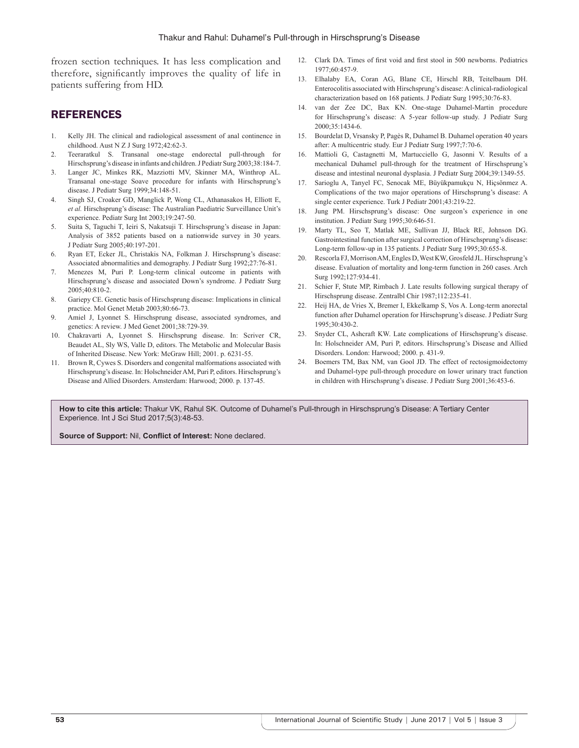frozen section techniques. It has less complication and therefore, significantly improves the quality of life in patients suffering from HD.

## REFERENCES

1. Kelly JH. The clinical and radiological assessment of anal continence in childhood. Aust N Z J Surg 1972;42:62-3.
2. Teeraratkul S. Transanal one-stage endorectal pull-through for Hirschsprung's disease in infants and children. J Pediatr Surg 2003;38:184-7.
3. Langer JC, Minkes RK, Mazziotti MV, Skinner MA, Winthrop AL. Transanal one-stage Soave procedure for infants with Hirschsprung's disease. J Pediatr Surg 1999;34:148-51.
4. Singh SJ, Croaker GD, Manglick P, Wong CL, Athanasakos H, Elliott E, *et al.* Hirschsprung's disease: The Australian Paediatric Surveillance Unit's experience. Pediatr Surg Int 2003;19:247-50.
5. Suita S, Taguchi T, Ieiri S, Nakatsuji T. Hirschsprung's disease in Japan: Analysis of 3852 patients based on a nationwide survey in 30 years. J Pediatr Surg 2005;40:197-201.
6. Ryan ET, Ecker JL, Christakis NA, Folkman J. Hirschsprung's disease: Associated abnormalities and demography. J Pediatr Surg 1992;27:76-81.
7. Menezes M, Puri P. Long-term clinical outcome in patients with Hirschsprung's disease and associated Down's syndrome. J Pediatr Surg 2005;40:810-2.
8. Gariepy CE. Genetic basis of Hirschsprung disease: Implications in clinical practice. Mol Genet Metab 2003;80:66-73.
9. Amiel J, Lyonnet S. Hirschsprung disease, associated syndromes, and genetics: A review. J Med Genet 2001;38:729-39.
10. Chakravarti A, Lyonnet S. Hirschsprung disease. In: Scriver CR, Beaudet AL, Sly WS, Valle D, editors. The Metabolic and Molecular Basis of Inherited Disease. New York: McGraw Hill; 2001. p. 6231-55.
11. Brown R, Cywes S. Disorders and congenital malformations associated with Hirschsprung's disease. In: Holschneider AM, Puri P, editors. Hirschsprung's Disease and Allied Disorders. Amsterdam: Harwood; 2000. p. 137-45.
12. Clark DA. Times of first void and first stool in 500 newborns. Pediatrics 1977;60:457-9.
13. Elhalaby EA, Coran AG, Blane CE, Hirschl RB, Teitelbaum DH. Enterocolitis associated with Hirschsprung's disease: A clinical-radiological characterization based on 168 patients. J Pediatr Surg 1995;30:76-83.
14. van der Zee DC, Bax KN. One-stage Duhamel-Martin procedure for Hirschsprung's disease: A 5-year follow-up study. J Pediatr Surg 2000;35:1434-6.
15. Bourdelat D, Vrsansky P, Pagès R, Duhamel B. Duhamel operation 40 years after: A multicentric study. Eur J Pediatr Surg 1997;7:70-6.
16. Mattioli G, Castagnetti M, Martucciello G, Jasonni V. Results of a mechanical Duhamel pull-through for the treatment of Hirschsprung's disease and intestinal neuronal dysplasia. J Pediatr Surg 2004;39:1349-55.
17. Sarioglu A, Tanyel FC, Senocak ME, Büyükpamukçu N, Hiçsönmez A. Complications of the two major operations of Hirschsprung's disease: A single center experience. Turk J Pediatr 2001;43:219-22.
18. Jung PM. Hirschsprung's disease: One surgeon's experience in one institution. J Pediatr Surg 1995;30:646-51.
19. Marty TL, Seo T, Matlak ME, Sullivan JJ, Black RE, Johnson DG. Gastrointestinal function after surgical correction of Hirschsprung's disease: Long-term follow-up in 135 patients. J Pediatr Surg 1995;30:655-8.
20. Rescorla FJ, Morrison AM, Engles D, West KW, Grosfeld JL. Hirschsprung's disease. Evaluation of mortality and long-term function in 260 cases. Arch Surg 1992;127:934-41.
21. Schier F, Stute MP, Rimbach J. Late results following surgical therapy of Hirschsprung disease. Zentralbl Chir 1987;112:235-41.
22. Heij HA, de Vries X, Bremer I, Ekkelkamp S, Vos A. Long-term anorectal function after Duhamel operation for Hirschsprung's disease. J Pediatr Surg 1995;30:430-2.
23. Snyder CL, Ashcraft KW. Late complications of Hirschsprung's disease. In: Holschneider AM, Puri P, editors. Hirschsprung's Disease and Allied Disorders. London: Harwood; 2000. p. 431-9.
24. Boemers TM, Bax NM, van Gool JD. The effect of rectosigmoidectomy and Duhamel-type pull-through procedure on lower urinary tract function in children with Hirschsprung's disease. J Pediatr Surg 2001;36:453-6.

**How to cite this article:** Thakur VK, Rahul SK. Outcome of Duhamel's Pull-through in Hirschsprung's Disease: A Tertiary Center Experience. Int J Sci Stud 2017;5(3):48-53.

**Source of Support:** Nil, **Conflict of Interest:** None declared.